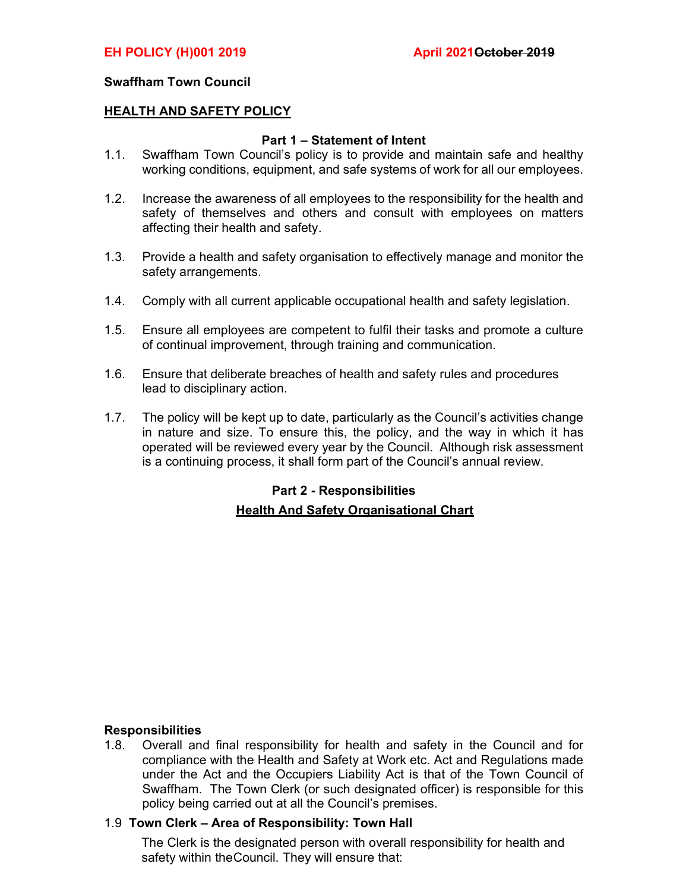**EH POLICY (H)001 2019** **April 2021~~October 2019~~**

**Swaffham Town Council**

# HEALTH AND SAFETY POLICY

## Part 1 – Statement of Intent

1.1. Swaffham Town Council's policy is to provide and maintain safe and healthy working conditions, equipment, and safe systems of work for all our employees.

1.2. Increase the awareness of all employees to the responsibility for the health and safety of themselves and others and consult with employees on matters affecting their health and safety.

1.3. Provide a health and safety organisation to effectively manage and monitor the safety arrangements.

1.4. Comply with all current applicable occupational health and safety legislation.

1.5. Ensure all employees are competent to fulfil their tasks and promote a culture of continual improvement, through training and communication.

1.6. Ensure that deliberate breaches of health and safety rules and procedures lead to disciplinary action.

1.7. The policy will be kept up to date, particularly as the Council's activities change in nature and size. To ensure this, the policy, and the way in which it has operated will be reviewed every year by the Council. Although risk assessment is a continuing process, it shall form part of the Council's annual review.

## Part 2 - Responsibilities

### Health And Safety Organisational Chart

**Responsibilities**

1.8. Overall and final responsibility for health and safety in the Council and for compliance with the Health and Safety at Work etc. Act and Regulations made under the Act and the Occupiers Liability Act is that of the Town Council of Swaffham. The Town Clerk (or such designated officer) is responsible for this policy being carried out at all the Council's premises.

1.9 **Town Clerk – Area of Responsibility: Town Hall**

The Clerk is the designated person with overall responsibility for health and safety within theCouncil. They will ensure that: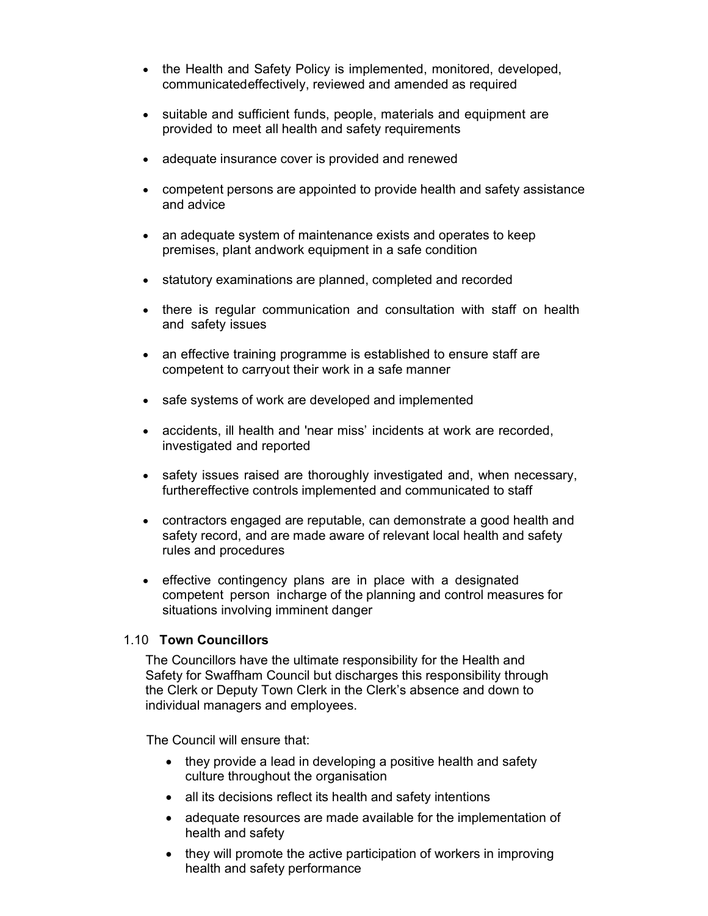- the Health and Safety Policy is implemented, monitored, developed, communicatedeffectively, reviewed and amended as required
- suitable and sufficient funds, people, materials and equipment are provided to meet all health and safety requirements
- adequate insurance cover is provided and renewed
- competent persons are appointed to provide health and safety assistance and advice
- an adequate system of maintenance exists and operates to keep premises, plant andwork equipment in a safe condition
- statutory examinations are planned, completed and recorded
- there is regular communication and consultation with staff on health and safety issues
- an effective training programme is established to ensure staff are competent to carryout their work in a safe manner
- safe systems of work are developed and implemented
- accidents, ill health and 'near miss' incidents at work are recorded, investigated and reported
- safety issues raised are thoroughly investigated and, when necessary, furthereffective controls implemented and communicated to staff
- contractors engaged are reputable, can demonstrate a good health and safety record, and are made aware of relevant local health and safety rules and procedures
- effective contingency plans are in place with a designated competent person incharge of the planning and control measures for situations involving imminent danger

### 1.10 **Town Councillors**

The Councillors have the ultimate responsibility for the Health and Safety for Swaffham Council but discharges this responsibility through the Clerk or Deputy Town Clerk in the Clerk's absence and down to individual managers and employees.

The Council will ensure that:

- they provide a lead in developing a positive health and safety culture throughout the organisation
- all its decisions reflect its health and safety intentions
- adequate resources are made available for the implementation of health and safety
- they will promote the active participation of workers in improving health and safety performance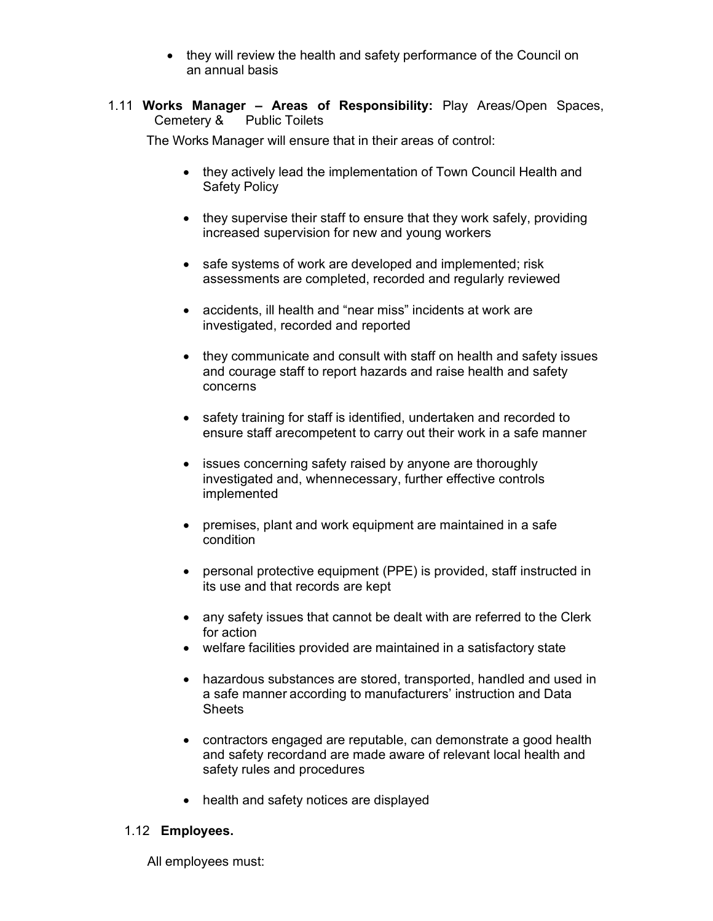- they will review the health and safety performance of the Council on an annual basis

1.11 **Works Manager – Areas of Responsibility:** Play Areas/Open Spaces, Cemetery & Public Toilets

The Works Manager will ensure that in their areas of control:

- they actively lead the implementation of Town Council Health and Safety Policy
- they supervise their staff to ensure that they work safely, providing increased supervision for new and young workers
- safe systems of work are developed and implemented; risk assessments are completed, recorded and regularly reviewed
- accidents, ill health and "near miss" incidents at work are investigated, recorded and reported
- they communicate and consult with staff on health and safety issues and courage staff to report hazards and raise health and safety concerns
- safety training for staff is identified, undertaken and recorded to ensure staff arecompetent to carry out their work in a safe manner
- issues concerning safety raised by anyone are thoroughly investigated and, whennecessary, further effective controls implemented
- premises, plant and work equipment are maintained in a safe condition
- personal protective equipment (PPE) is provided, staff instructed in its use and that records are kept
- any safety issues that cannot be dealt with are referred to the Clerk for action
- welfare facilities provided are maintained in a satisfactory state
- hazardous substances are stored, transported, handled and used in a safe manner according to manufacturers' instruction and Data Sheets
- contractors engaged are reputable, can demonstrate a good health and safety recordand are made aware of relevant local health and safety rules and procedures
- health and safety notices are displayed

1.12 **Employees.**

All employees must: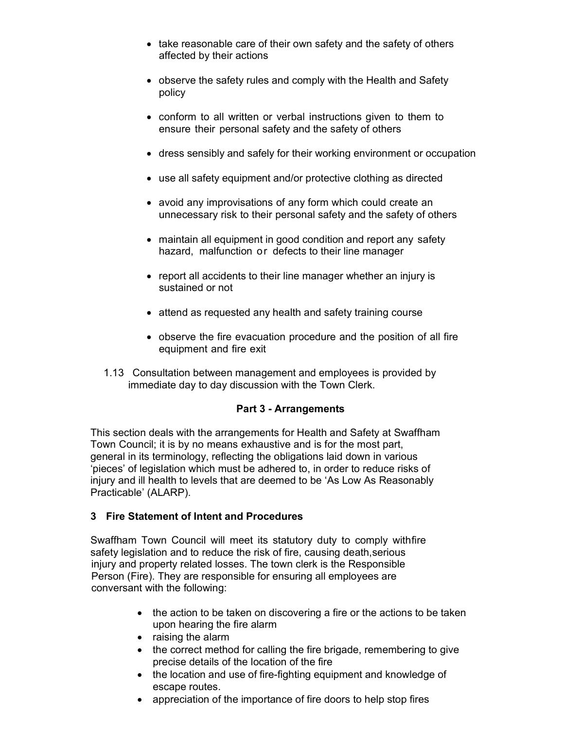- take reasonable care of their own safety and the safety of others affected by their actions

- observe the safety rules and comply with the Health and Safety policy

- conform to all written or verbal instructions given to them to ensure their personal safety and the safety of others

- dress sensibly and safely for their working environment or occupation

- use all safety equipment and/or protective clothing as directed

- avoid any improvisations of any form which could create an unnecessary risk to their personal safety and the safety of others

- maintain all equipment in good condition and report any safety hazard, malfunction or defects to their line manager

- report all accidents to their line manager whether an injury is sustained or not

- attend as requested any health and safety training course

- observe the fire evacuation procedure and the position of all fire equipment and fire exit

1.13 Consultation between management and employees is provided by immediate day to day discussion with the Town Clerk.

## Part 3 - Arrangements

This section deals with the arrangements for Health and Safety at Swaffham Town Council; it is by no means exhaustive and is for the most part, general in its terminology, reflecting the obligations laid down in various 'pieces' of legislation which must be adhered to, in order to reduce risks of injury and ill health to levels that are deemed to be 'As Low As Reasonably Practicable' (ALARP).

### 3 Fire Statement of Intent and Procedures

Swaffham Town Council will meet its statutory duty to comply withfire safety legislation and to reduce the risk of fire, causing death,serious injury and property related losses. The town clerk is the Responsible Person (Fire). They are responsible for ensuring all employees are conversant with the following:

- the action to be taken on discovering a fire or the actions to be taken upon hearing the fire alarm
- raising the alarm
- the correct method for calling the fire brigade, remembering to give precise details of the location of the fire
- the location and use of fire-fighting equipment and knowledge of escape routes.
- appreciation of the importance of fire doors to help stop fires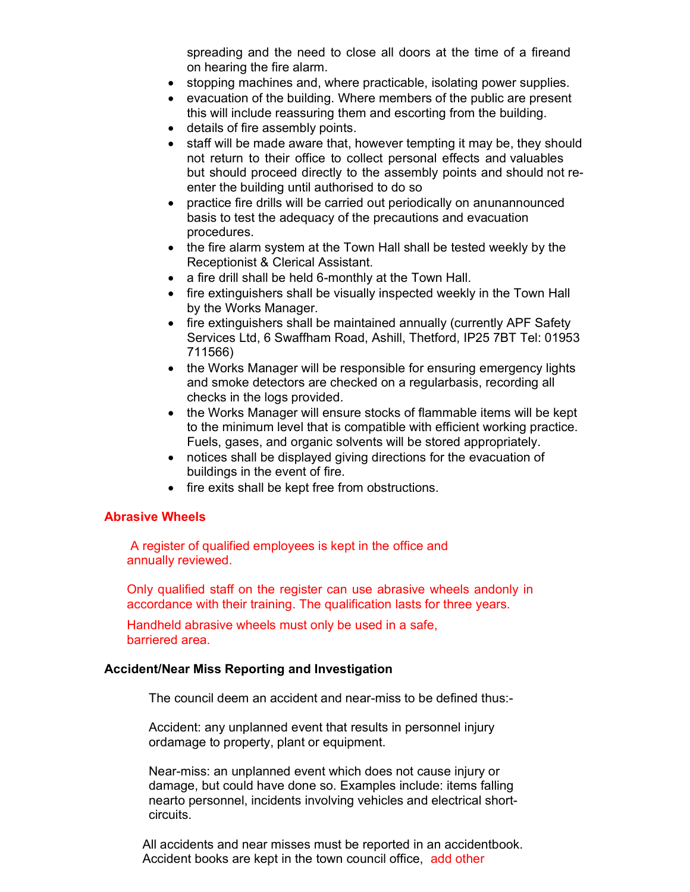spreading and the need to close all doors at the time of a fireand on hearing the fire alarm.

- stopping machines and, where practicable, isolating power supplies.
- evacuation of the building. Where members of the public are present this will include reassuring them and escorting from the building.
- details of fire assembly points.
- staff will be made aware that, however tempting it may be, they should not return to their office to collect personal effects and valuables but should proceed directly to the assembly points and should not re-enter the building until authorised to do so
- practice fire drills will be carried out periodically on anunannounced basis to test the adequacy of the precautions and evacuation procedures.
- the fire alarm system at the Town Hall shall be tested weekly by the Receptionist & Clerical Assistant.
- a fire drill shall be held 6-monthly at the Town Hall.
- fire extinguishers shall be visually inspected weekly in the Town Hall by the Works Manager.
- fire extinguishers shall be maintained annually (currently APF Safety Services Ltd, 6 Swaffham Road, Ashill, Thetford, IP25 7BT Tel: 01953 711566)
- the Works Manager will be responsible for ensuring emergency lights and smoke detectors are checked on a regularbasis, recording all checks in the logs provided.
- the Works Manager will ensure stocks of flammable items will be kept to the minimum level that is compatible with efficient working practice. Fuels, gases, and organic solvents will be stored appropriately.
- notices shall be displayed giving directions for the evacuation of buildings in the event of fire.
- fire exits shall be kept free from obstructions.

**Abrasive Wheels**

A register of qualified employees is kept in the office and annually reviewed.

Only qualified staff on the register can use abrasive wheels andonly in accordance with their training. The qualification lasts for three years.

Handheld abrasive wheels must only be used in a safe, barriered area.

**Accident/Near Miss Reporting and Investigation**

The council deem an accident and near-miss to be defined thus:-

Accident: any unplanned event that results in personnel injury ordamage to property, plant or equipment.

Near-miss: an unplanned event which does not cause injury or damage, but could have done so. Examples include: items falling nearto personnel, incidents involving vehicles and electrical short-circuits.

All accidents and near misses must be reported in an accidentbook. Accident books are kept in the town council office, add other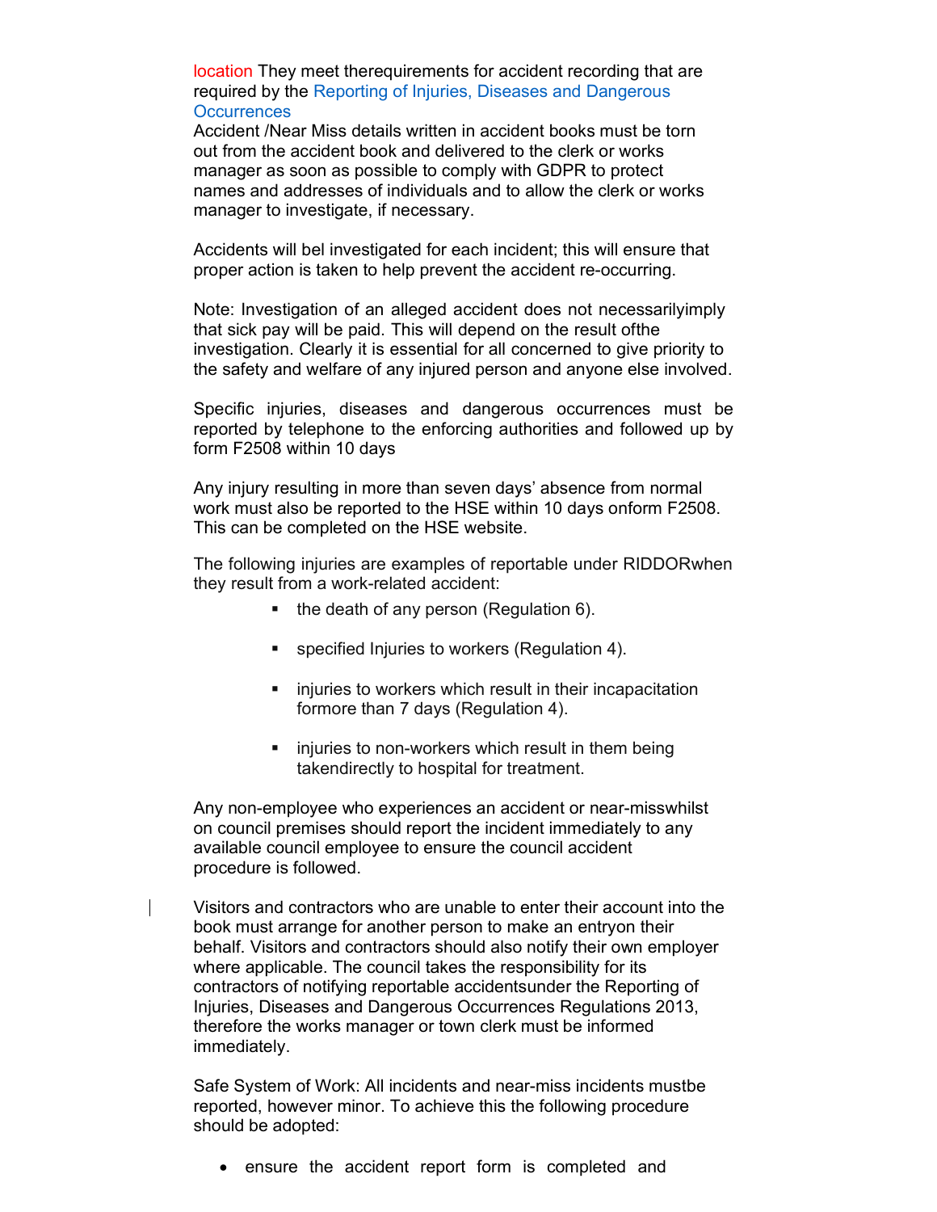location They meet therequirements for accident recording that are required by the Reporting of Injuries, Diseases and Dangerous Occurrences

Accident /Near Miss details written in accident books must be torn out from the accident book and delivered to the clerk or works manager as soon as possible to comply with GDPR to protect names and addresses of individuals and to allow the clerk or works manager to investigate, if necessary.

Accidents will bel investigated for each incident; this will ensure that proper action is taken to help prevent the accident re-occurring.

Note: Investigation of an alleged accident does not necessarilyimply that sick pay will be paid. This will depend on the result ofthe investigation. Clearly it is essential for all concerned to give priority to the safety and welfare of any injured person and anyone else involved.

Specific injuries, diseases and dangerous occurrences must be reported by telephone to the enforcing authorities and followed up by form F2508 within 10 days

Any injury resulting in more than seven days' absence from normal work must also be reported to the HSE within 10 days onform F2508. This can be completed on the HSE website.

The following injuries are examples of reportable under RIDDORwhen they result from a work-related accident:

- the death of any person (Regulation 6).
- specified Injuries to workers (Regulation 4).
- injuries to workers which result in their incapacitation formore than 7 days (Regulation 4).
- injuries to non-workers which result in them being takendirectly to hospital for treatment.

Any non-employee who experiences an accident or near-misswhilst on council premises should report the incident immediately to any available council employee to ensure the council accident procedure is followed.

Visitors and contractors who are unable to enter their account into the book must arrange for another person to make an entryon their behalf. Visitors and contractors should also notify their own employer where applicable. The council takes the responsibility for its contractors of notifying reportable accidentsunder the Reporting of Injuries, Diseases and Dangerous Occurrences Regulations 2013, therefore the works manager or town clerk must be informed immediately.

Safe System of Work: All incidents and near-miss incidents mustbe reported, however minor. To achieve this the following procedure should be adopted:

- ensure the accident report form is completed and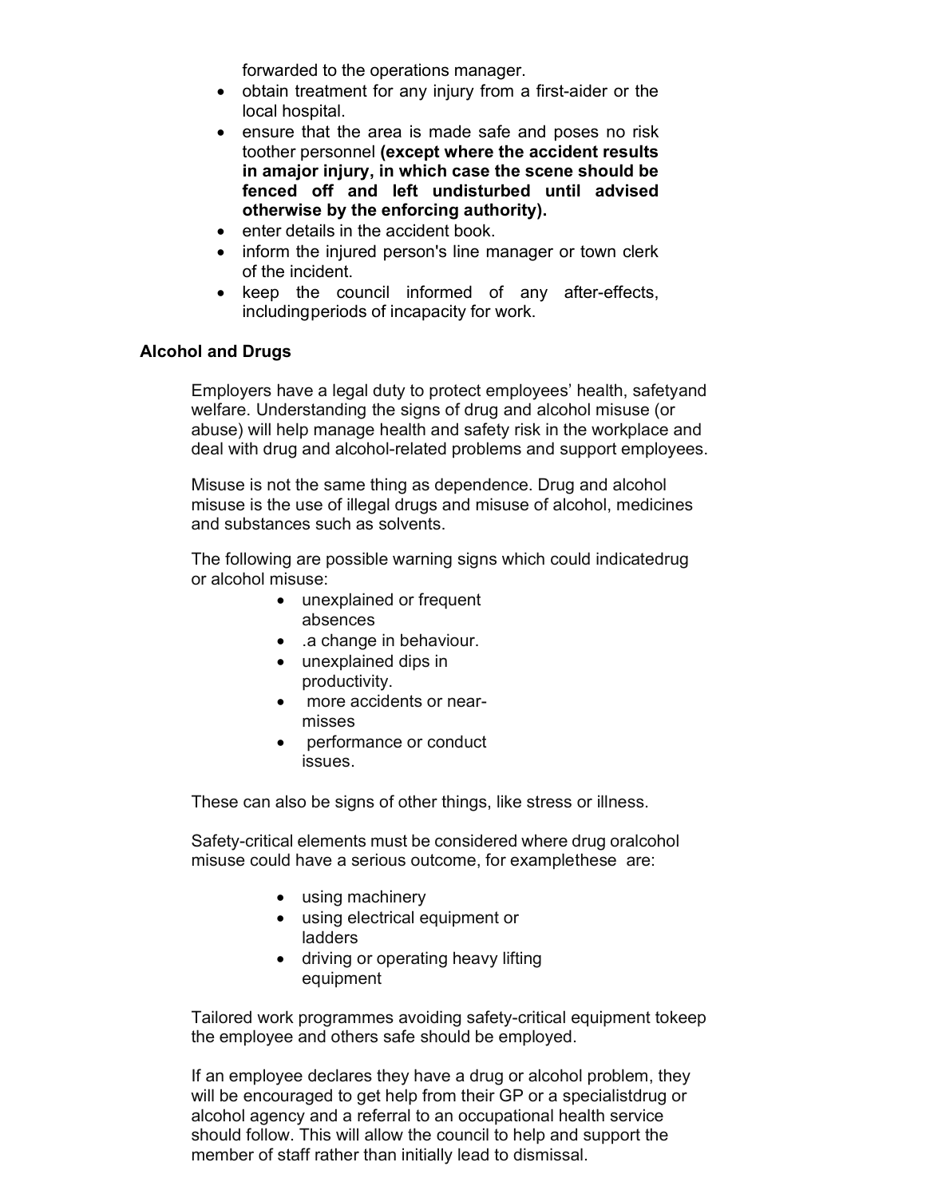forwarded to the operations manager.

- obtain treatment for any injury from a first-aider or the local hospital.
- ensure that the area is made safe and poses no risk toother personnel **(except where the accident results in amajor injury, in which case the scene should be fenced off and left undisturbed until advised otherwise by the enforcing authority).**
- enter details in the accident book.
- inform the injured person's line manager or town clerk of the incident.
- keep the council informed of any after-effects, includingperiods of incapacity for work.

**Alcohol and Drugs**

Employers have a legal duty to protect employees' health, safetyand welfare. Understanding the signs of drug and alcohol misuse (or abuse) will help manage health and safety risk in the workplace and deal with drug and alcohol-related problems and support employees.

Misuse is not the same thing as dependence. Drug and alcohol misuse is the use of illegal drugs and misuse of alcohol, medicines and substances such as solvents.

The following are possible warning signs which could indicatedrug or alcohol misuse:

- unexplained or frequent absences
- .a change in behaviour.
- unexplained dips in productivity.
- more accidents or near-misses
- performance or conduct issues.

These can also be signs of other things, like stress or illness.

Safety-critical elements must be considered where drug oralcohol misuse could have a serious outcome, for examplethese are:

- using machinery
- using electrical equipment or ladders
- driving or operating heavy lifting equipment

Tailored work programmes avoiding safety-critical equipment tokeep the employee and others safe should be employed.

If an employee declares they have a drug or alcohol problem, they will be encouraged to get help from their GP or a specialistdrug or alcohol agency and a referral to an occupational health service should follow. This will allow the council to help and support the member of staff rather than initially lead to dismissal.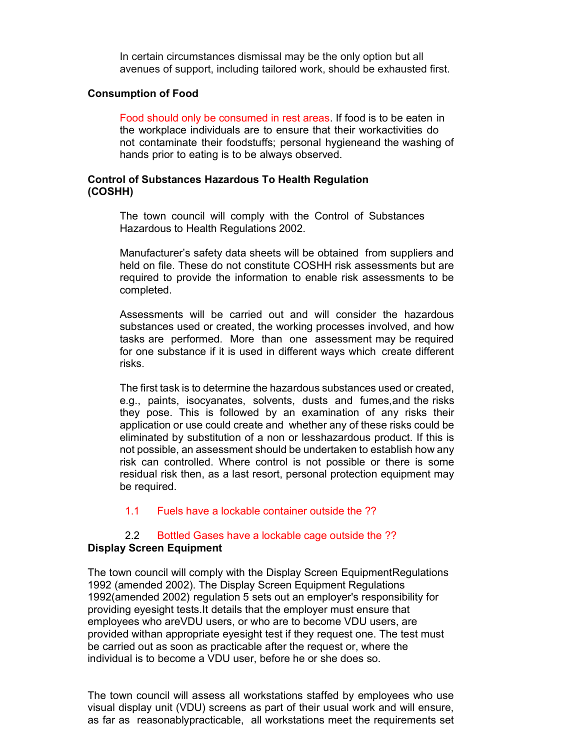In certain circumstances dismissal may be the only option but all avenues of support, including tailored work, should be exhausted first.

**Consumption of Food**

Food should only be consumed in rest areas. If food is to be eaten in the workplace individuals are to ensure that their workactivities do not contaminate their foodstuffs; personal hygieneand the washing of hands prior to eating is to be always observed.

**Control of Substances Hazardous To Health Regulation (COSHH)**

The town council will comply with the Control of Substances Hazardous to Health Regulations 2002.

Manufacturer's safety data sheets will be obtained from suppliers and held on file. These do not constitute COSHH risk assessments but are required to provide the information to enable risk assessments to be completed.

Assessments will be carried out and will consider the hazardous substances used or created, the working processes involved, and how tasks are performed. More than one assessment may be required for one substance if it is used in different ways which create different risks.

The first task is to determine the hazardous substances used or created, e.g., paints, isocyanates, solvents, dusts and fumes,and the risks they pose. This is followed by an examination of any risks their application or use could create and whether any of these risks could be eliminated by substitution of a non or lesshazardous product. If this is not possible, an assessment should be undertaken to establish how any risk can controlled. Where control is not possible or there is some residual risk then, as a last resort, personal protection equipment may be required.

1.1 Fuels have a lockable container outside the ??

2.2 Bottled Gases have a lockable cage outside the ??

**Display Screen Equipment**

The town council will comply with the Display Screen EquipmentRegulations 1992 (amended 2002). The Display Screen Equipment Regulations 1992(amended 2002) regulation 5 sets out an employer's responsibility for providing eyesight tests.It details that the employer must ensure that employees who areVDU users, or who are to become VDU users, are provided withan appropriate eyesight test if they request one. The test must be carried out as soon as practicable after the request or, where the individual is to become a VDU user, before he or she does so.

The town council will assess all workstations staffed by employees who use visual display unit (VDU) screens as part of their usual work and will ensure, as far as reasonablypracticable, all workstations meet the requirements set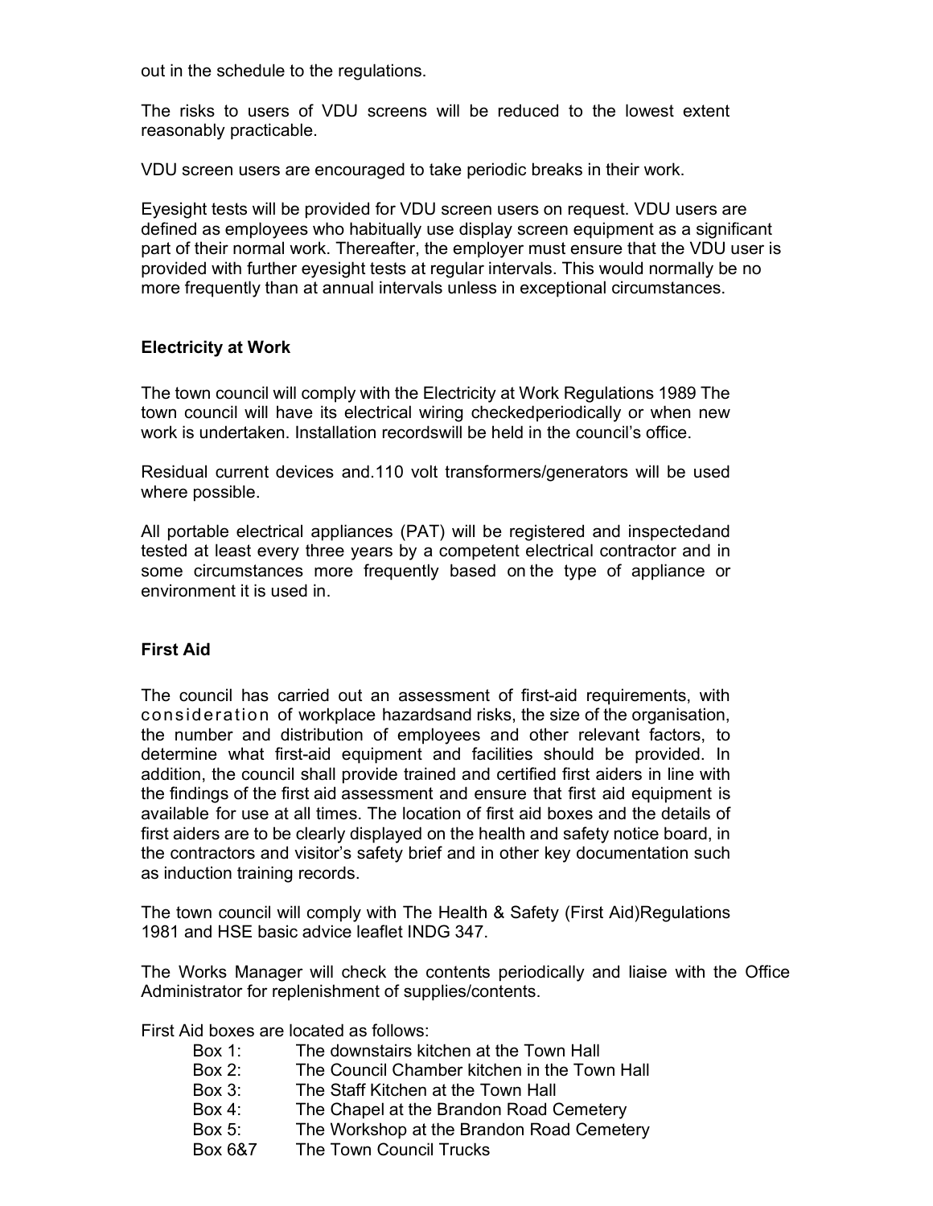out in the schedule to the regulations.

The risks to users of VDU screens will be reduced to the lowest extent reasonably practicable.

VDU screen users are encouraged to take periodic breaks in their work.

Eyesight tests will be provided for VDU screen users on request. VDU users are defined as employees who habitually use display screen equipment as a significant part of their normal work. Thereafter, the employer must ensure that the VDU user is provided with further eyesight tests at regular intervals. This would normally be no more frequently than at annual intervals unless in exceptional circumstances.

### Electricity at Work

The town council will comply with the Electricity at Work Regulations 1989 The town council will have its electrical wiring checkedperiodically or when new work is undertaken. Installation recordswill be held in the council's office.

Residual current devices and.110 volt transformers/generators will be used where possible.

All portable electrical appliances (PAT) will be registered and inspectedand tested at least every three years by a competent electrical contractor and in some circumstances more frequently based on the type of appliance or environment it is used in.

### First Aid

The council has carried out an assessment of first-aid requirements, with consideration of workplace hazardsand risks, the size of the organisation, the number and distribution of employees and other relevant factors, to determine what first-aid equipment and facilities should be provided. In addition, the council shall provide trained and certified first aiders in line with the findings of the first aid assessment and ensure that first aid equipment is available for use at all times. The location of first aid boxes and the details of first aiders are to be clearly displayed on the health and safety notice board, in the contractors and visitor's safety brief and in other key documentation such as induction training records.

The town council will comply with The Health & Safety (First Aid)Regulations 1981 and HSE basic advice leaflet INDG 347.

The Works Manager will check the contents periodically and liaise with the Office Administrator for replenishment of supplies/contents.

First Aid boxes are located as follows:

- Box 1: The downstairs kitchen at the Town Hall
- Box 2: The Council Chamber kitchen in the Town Hall
- Box 3: The Staff Kitchen at the Town Hall
- Box 4: The Chapel at the Brandon Road Cemetery
- Box 5: The Workshop at the Brandon Road Cemetery
- Box 6&7 The Town Council Trucks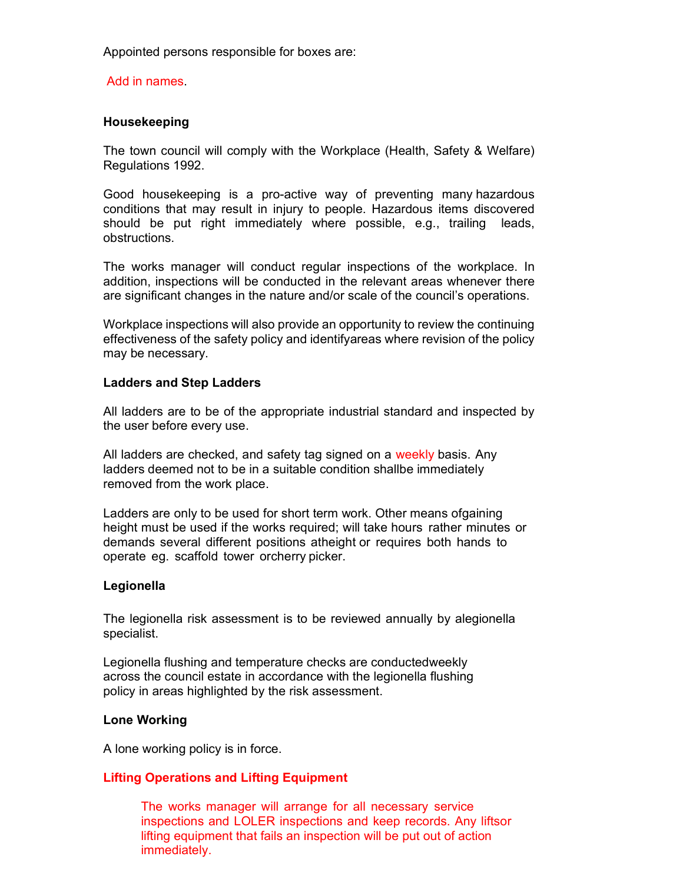Appointed persons responsible for boxes are:

Add in names.

**Housekeeping**

The town council will comply with the Workplace (Health, Safety & Welfare) Regulations 1992.

Good housekeeping is a pro-active way of preventing many hazardous conditions that may result in injury to people. Hazardous items discovered should be put right immediately where possible, e.g., trailing leads, obstructions.

The works manager will conduct regular inspections of the workplace. In addition, inspections will be conducted in the relevant areas whenever there are significant changes in the nature and/or scale of the council's operations.

Workplace inspections will also provide an opportunity to review the continuing effectiveness of the safety policy and identifyareas where revision of the policy may be necessary.

**Ladders and Step Ladders**

All ladders are to be of the appropriate industrial standard and inspected by the user before every use.

All ladders are checked, and safety tag signed on a weekly basis. Any ladders deemed not to be in a suitable condition shallbe immediately removed from the work place.

Ladders are only to be used for short term work. Other means ofgaining height must be used if the works required; will take hours rather minutes or demands several different positions atheight or requires both hands to operate eg. scaffold tower orcherry picker.

**Legionella**

The legionella risk assessment is to be reviewed annually by alegionella specialist.

Legionella flushing and temperature checks are conductedweekly across the council estate in accordance with the legionella flushing policy in areas highlighted by the risk assessment.

**Lone Working**

A lone working policy is in force.

**Lifting Operations and Lifting Equipment**

The works manager will arrange for all necessary service inspections and LOLER inspections and keep records. Any liftsor lifting equipment that fails an inspection will be put out of action immediately.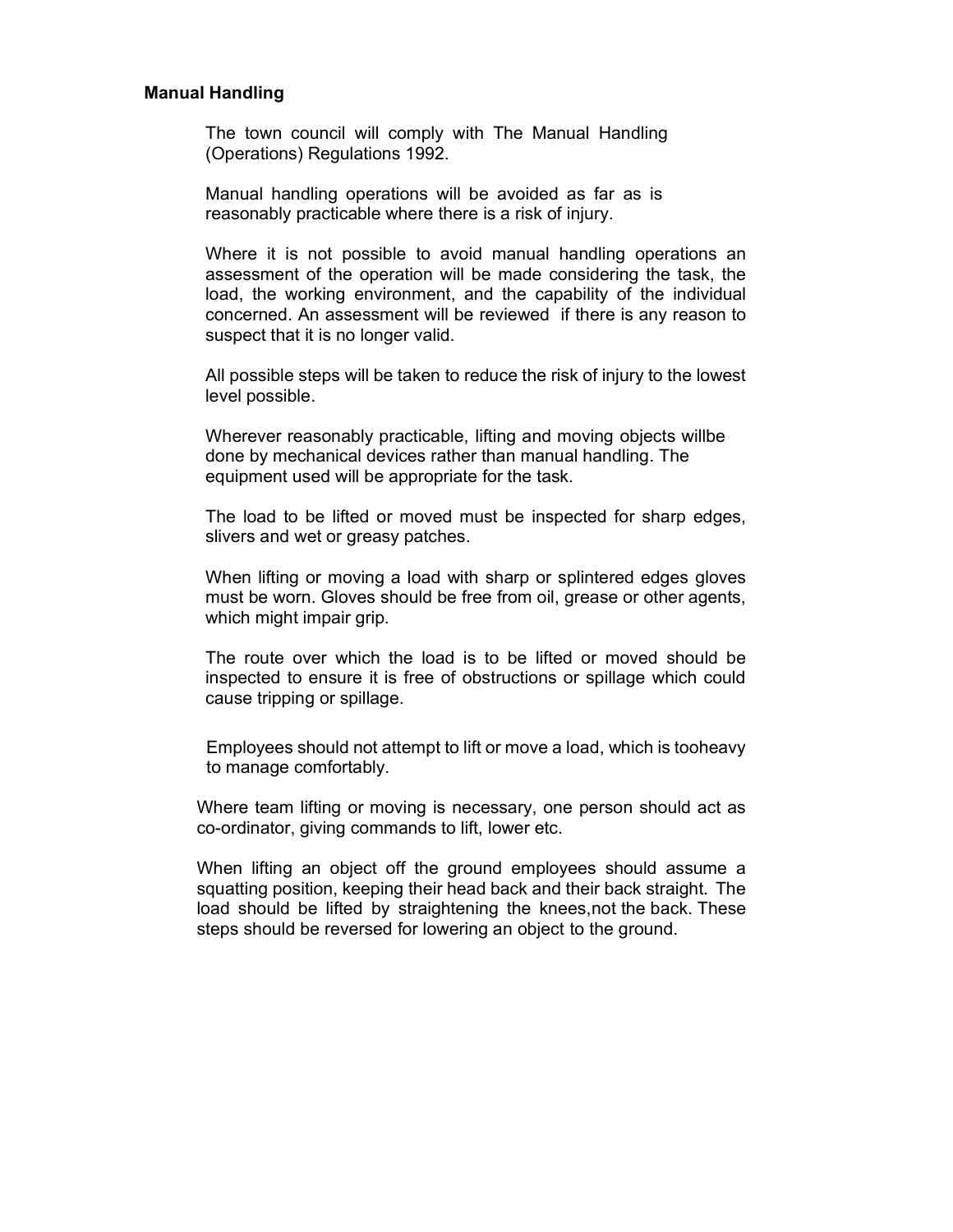## Manual Handling

The town council will comply with The Manual Handling (Operations) Regulations 1992.

Manual handling operations will be avoided as far as is reasonably practicable where there is a risk of injury.

Where it is not possible to avoid manual handling operations an assessment of the operation will be made considering the task, the load, the working environment, and the capability of the individual concerned. An assessment will be reviewed if there is any reason to suspect that it is no longer valid.

All possible steps will be taken to reduce the risk of injury to the lowest level possible.

Wherever reasonably practicable, lifting and moving objects willbe done by mechanical devices rather than manual handling. The equipment used will be appropriate for the task.

The load to be lifted or moved must be inspected for sharp edges, slivers and wet or greasy patches.

When lifting or moving a load with sharp or splintered edges gloves must be worn. Gloves should be free from oil, grease or other agents, which might impair grip.

The route over which the load is to be lifted or moved should be inspected to ensure it is free of obstructions or spillage which could cause tripping or spillage.

Employees should not attempt to lift or move a load, which is tooheavy to manage comfortably.

Where team lifting or moving is necessary, one person should act as co-ordinator, giving commands to lift, lower etc.

When lifting an object off the ground employees should assume a squatting position, keeping their head back and their back straight. The load should be lifted by straightening the knees,not the back. These steps should be reversed for lowering an object to the ground.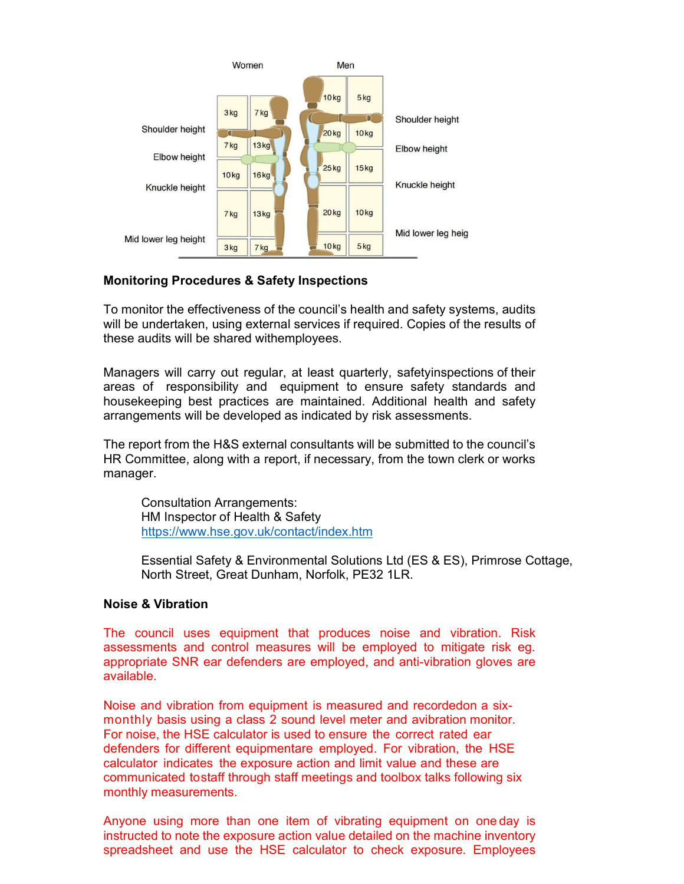| | Women | | Men | |
|---|---|---|---|---|
| Above shoulder height | 3 kg | 7 kg | 10 kg | 5 kg |
| Shoulder height to elbow height | 7 kg | 13 kg | 20 kg | 10 kg |
| Elbow height to knuckle height | 10 kg | 16 kg | 25 kg | 15 kg |
| Knuckle height to mid lower leg height | 7 kg | 13 kg | 20 kg | 10 kg |
| Below mid lower leg height | 3 kg | 7 kg | 10 kg | 5 kg |

**Monitoring Procedures & Safety Inspections**

To monitor the effectiveness of the council's health and safety systems, audits will be undertaken, using external services if required. Copies of the results of these audits will be shared withemployees.

Managers will carry out regular, at least quarterly, safetyinspections of their areas of responsibility and equipment to ensure safety standards and housekeeping best practices are maintained. Additional health and safety arrangements will be developed as indicated by risk assessments.

The report from the H&S external consultants will be submitted to the council's HR Committee, along with a report, if necessary, from the town clerk or works manager.

> Consultation Arrangements:
> HM Inspector of Health & Safety
> https://www.hse.gov.uk/contact/index.htm
>
> Essential Safety & Environmental Solutions Ltd (ES & ES), Primrose Cottage, North Street, Great Dunham, Norfolk, PE32 1LR.

**Noise & Vibration**

The council uses equipment that produces noise and vibration. Risk assessments and control measures will be employed to mitigate risk eg. appropriate SNR ear defenders are employed, and anti-vibration gloves are available.

Noise and vibration from equipment is measured and recordedon a six-monthly basis using a class 2 sound level meter and avibration monitor. For noise, the HSE calculator is used to ensure the correct rated ear defenders for different equipmentare employed. For vibration, the HSE calculator indicates the exposure action and limit value and these are communicated tostaff through staff meetings and toolbox talks following six monthly measurements.

Anyone using more than one item of vibrating equipment on oneday is instructed to note the exposure action value detailed on the machine inventory spreadsheet and use the HSE calculator to check exposure. Employees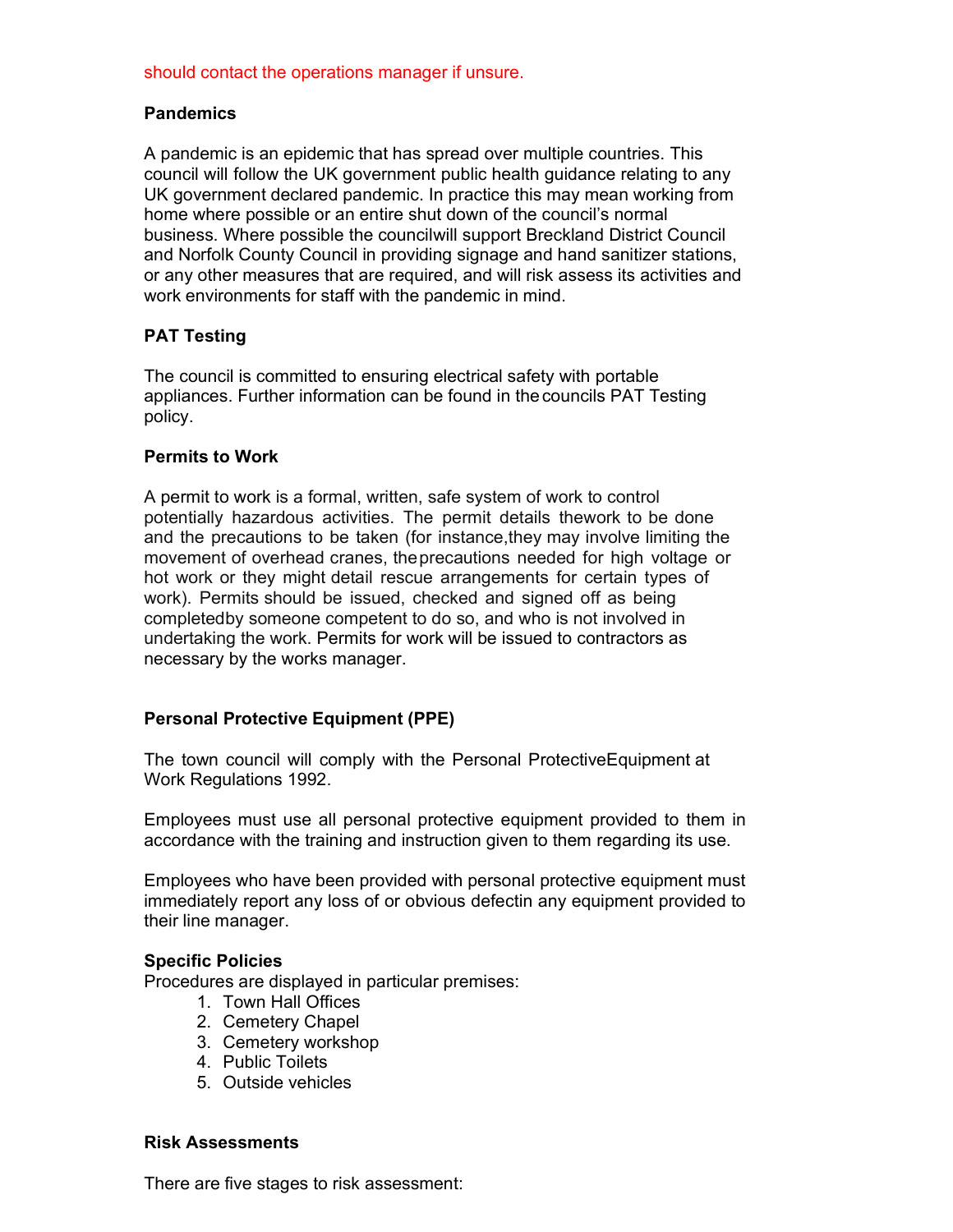should contact the operations manager if unsure.

**Pandemics**

A pandemic is an epidemic that has spread over multiple countries. This council will follow the UK government public health guidance relating to any UK government declared pandemic. In practice this may mean working from home where possible or an entire shut down of the council's normal business. Where possible the councilwill support Breckland District Council and Norfolk County Council in providing signage and hand sanitizer stations, or any other measures that are required, and will risk assess its activities and work environments for staff with the pandemic in mind.

**PAT Testing**

The council is committed to ensuring electrical safety with portable appliances. Further information can be found in the councils PAT Testing policy.

**Permits to Work**

A permit to work is a formal, written, safe system of work to control potentially hazardous activities. The permit details thework to be done and the precautions to be taken (for instance,they may involve limiting the movement of overhead cranes, theprecautions needed for high voltage or hot work or they might detail rescue arrangements for certain types of work). Permits should be issued, checked and signed off as being completedby someone competent to do so, and who is not involved in undertaking the work. Permits for work will be issued to contractors as necessary by the works manager.

**Personal Protective Equipment (PPE)**

The town council will comply with the Personal ProtectiveEquipment at Work Regulations 1992.

Employees must use all personal protective equipment provided to them in accordance with the training and instruction given to them regarding its use.

Employees who have been provided with personal protective equipment must immediately report any loss of or obvious defectin any equipment provided to their line manager.

**Specific Policies**
Procedures are displayed in particular premises:

1. Town Hall Offices
2. Cemetery Chapel
3. Cemetery workshop
4. Public Toilets
5. Outside vehicles

**Risk Assessments**

There are five stages to risk assessment: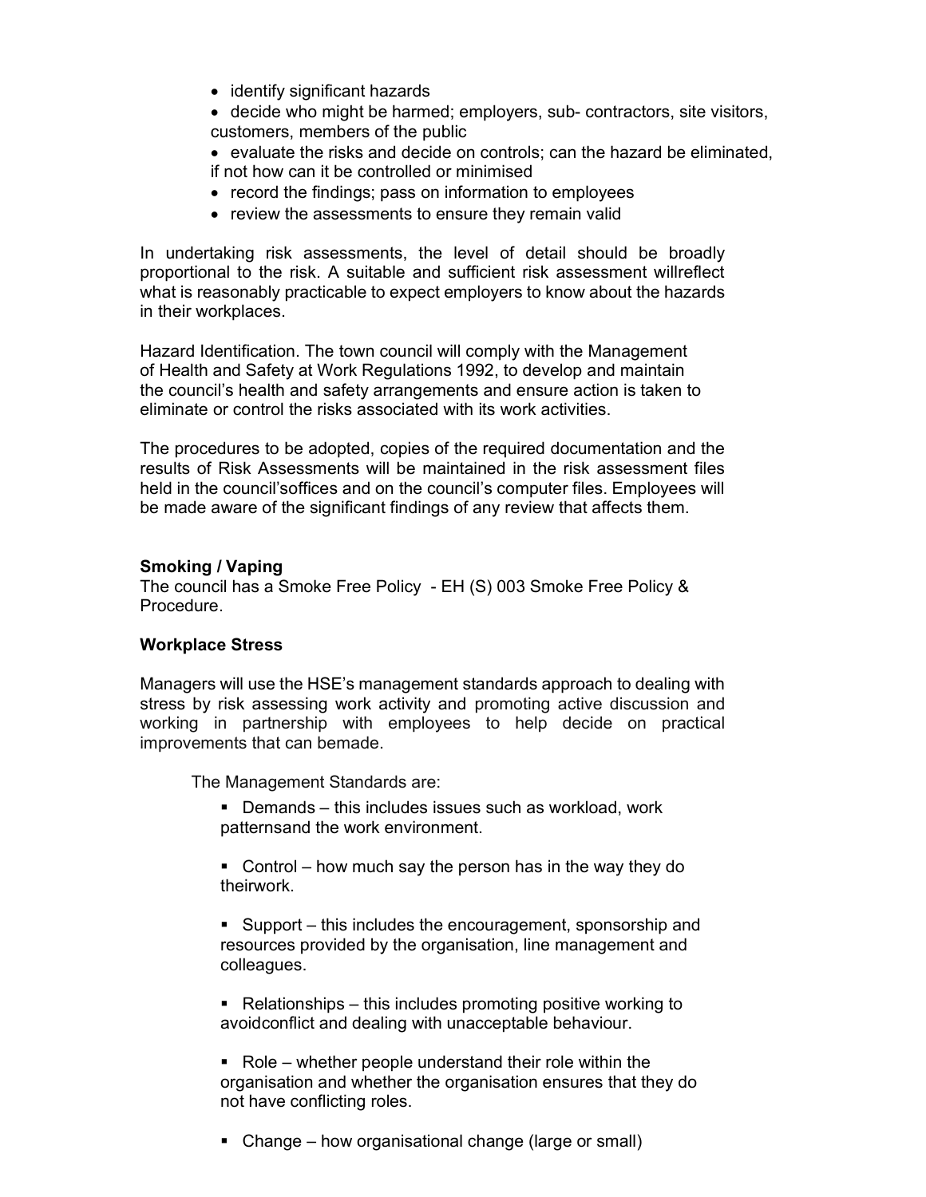- identify significant hazards
- decide who might be harmed; employers, sub- contractors, site visitors, customers, members of the public
- evaluate the risks and decide on controls; can the hazard be eliminated, if not how can it be controlled or minimised
- record the findings; pass on information to employees
- review the assessments to ensure they remain valid

In undertaking risk assessments, the level of detail should be broadly proportional to the risk. A suitable and sufficient risk assessment willreflect what is reasonably practicable to expect employers to know about the hazards in their workplaces.

Hazard Identification. The town council will comply with the Management of Health and Safety at Work Regulations 1992, to develop and maintain the council's health and safety arrangements and ensure action is taken to eliminate or control the risks associated with its work activities.

The procedures to be adopted, copies of the required documentation and the results of Risk Assessments will be maintained in the risk assessment files held in the council'soffices and on the council's computer files. Employees will be made aware of the significant findings of any review that affects them.

**Smoking / Vaping**

The council has a Smoke Free Policy - EH (S) 003 Smoke Free Policy & Procedure.

**Workplace Stress**

Managers will use the HSE's management standards approach to dealing with stress by risk assessing work activity and promoting active discussion and working in partnership with employees to help decide on practical improvements that can bemade.

The Management Standards are:

- Demands – this includes issues such as workload, work patternsand the work environment.
- Control – how much say the person has in the way they do theirwork.
- Support – this includes the encouragement, sponsorship and resources provided by the organisation, line management and colleagues.
- Relationships – this includes promoting positive working to avoidconflict and dealing with unacceptable behaviour.
- Role – whether people understand their role within the organisation and whether the organisation ensures that they do not have conflicting roles.
- Change – how organisational change (large or small)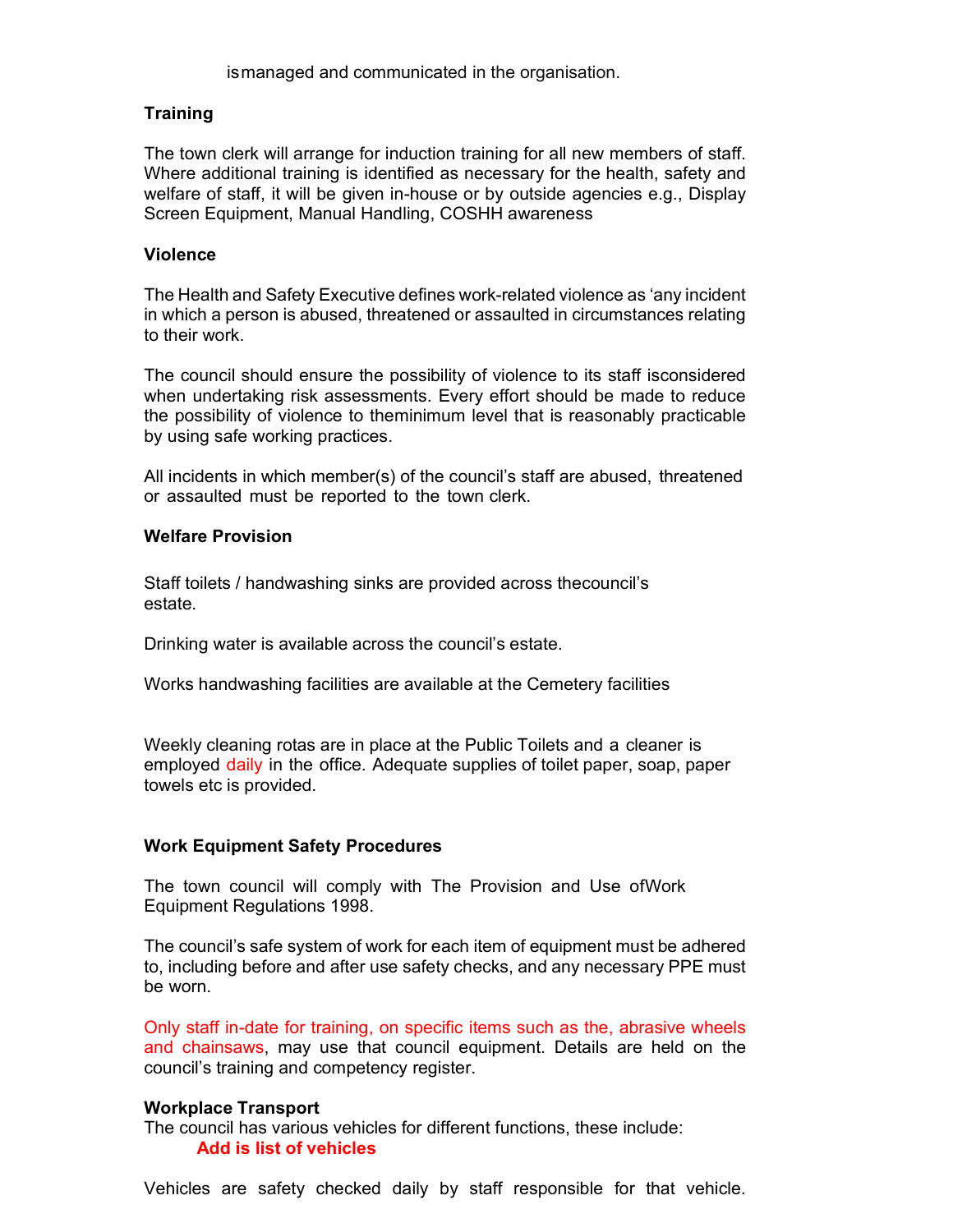is managed and communicated in the organisation.

**Training**

The town clerk will arrange for induction training for all new members of staff. Where additional training is identified as necessary for the health, safety and welfare of staff, it will be given in-house or by outside agencies e.g., Display Screen Equipment, Manual Handling, COSHH awareness

**Violence**

The Health and Safety Executive defines work-related violence as 'any incident in which a person is abused, threatened or assaulted in circumstances relating to their work.

The council should ensure the possibility of violence to its staff is considered when undertaking risk assessments. Every effort should be made to reduce the possibility of violence to the minimum level that is reasonably practicable by using safe working practices.

All incidents in which member(s) of the council's staff are abused, threatened or assaulted must be reported to the town clerk.

**Welfare Provision**

Staff toilets / handwashing sinks are provided across the council's estate.

Drinking water is available across the council's estate.

Works handwashing facilities are available at the Cemetery facilities

Weekly cleaning rotas are in place at the Public Toilets and a cleaner is employed daily in the office. Adequate supplies of toilet paper, soap, paper towels etc is provided.

**Work Equipment Safety Procedures**

The town council will comply with The Provision and Use of Work Equipment Regulations 1998.

The council's safe system of work for each item of equipment must be adhered to, including before and after use safety checks, and any necessary PPE must be worn.

Only staff in-date for training, on specific items such as the, abrasive wheels and chainsaws, may use that council equipment. Details are held on the council's training and competency register.

**Workplace Transport**
The council has various vehicles for different functions, these include:

**Add is list of vehicles**

Vehicles are safety checked daily by staff responsible for that vehicle.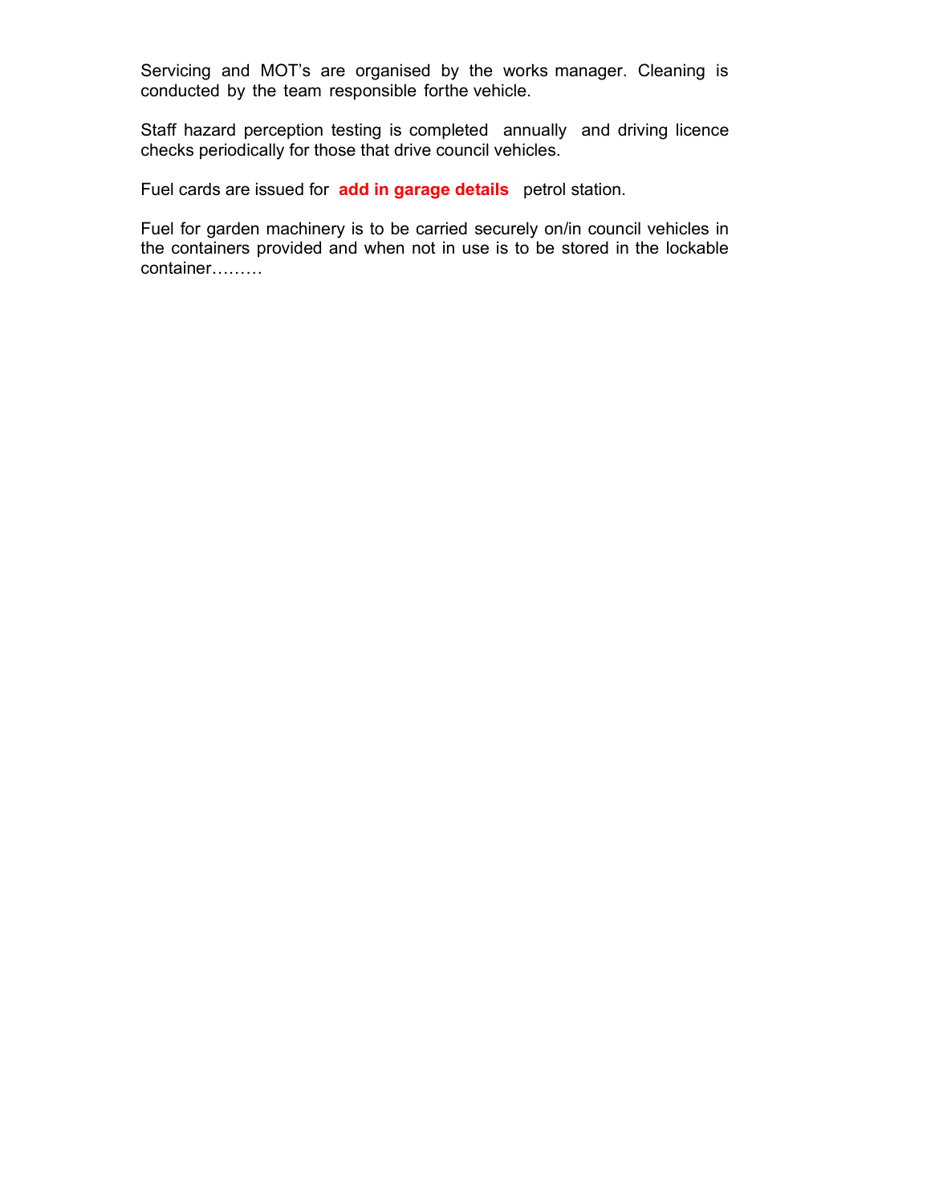Servicing and MOT's are organised by the works manager. Cleaning is conducted by the team responsible forthe vehicle.

Staff hazard perception testing is completed annually and driving licence checks periodically for those that drive council vehicles.

Fuel cards are issued for **add in garage details** petrol station.

Fuel for garden machinery is to be carried securely on/in council vehicles in the containers provided and when not in use is to be stored in the lockable container………